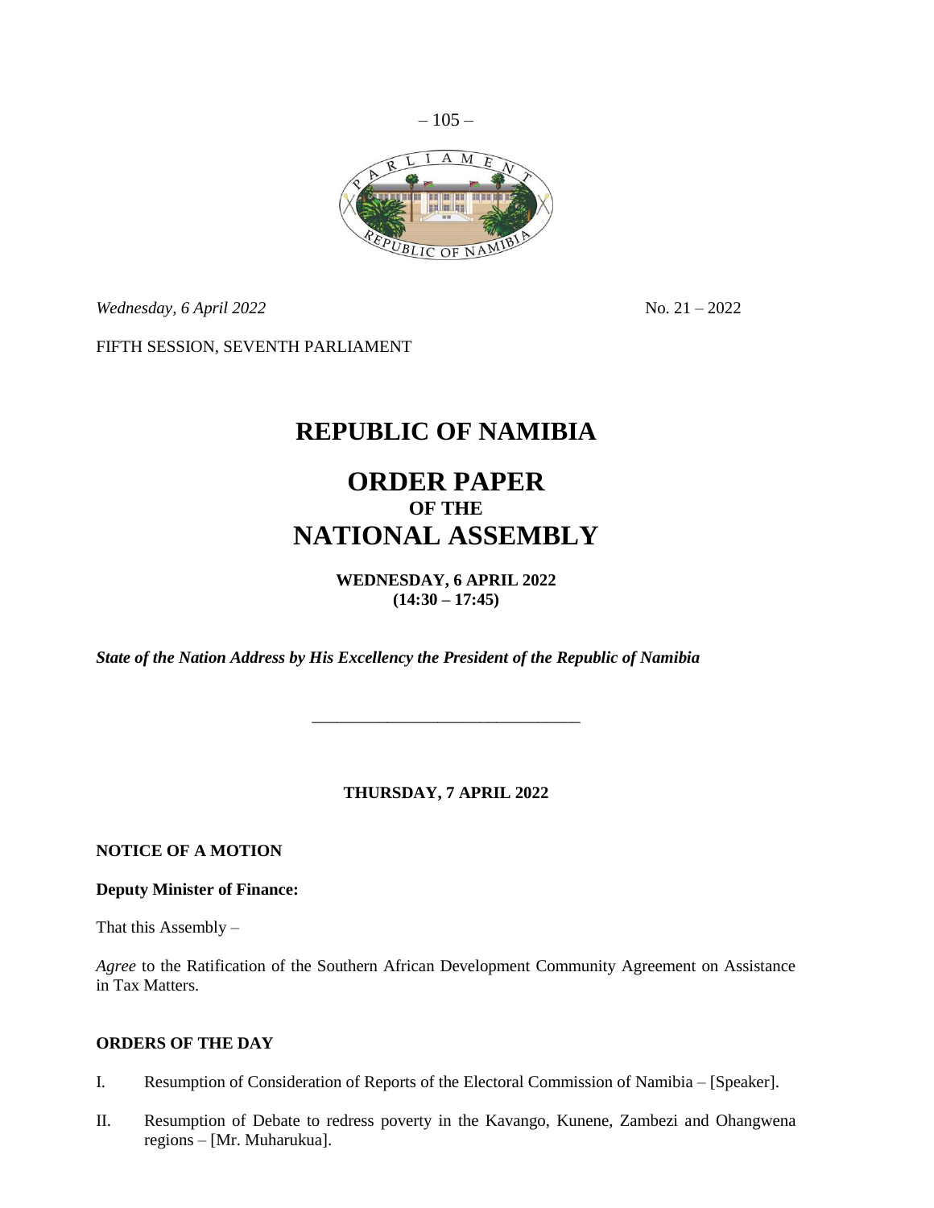*Wednesday, 6 April 2022* No. 21 – 2022

FIFTH SESSION, SEVENTH PARLIAMENT

# REPUBLIC OF NAMIBIA

# ORDER PAPER
## OF THE
# NATIONAL ASSEMBLY

**WEDNESDAY, 6 APRIL 2022**
**(14:30 – 17:45)**

***State of the Nation Address by His Excellency the President of the Republic of Namibia***

---

**THURSDAY, 7 APRIL 2022**

**NOTICE OF A MOTION**

**Deputy Minister of Finance:**

That this Assembly –

*Agree* to the Ratification of the Southern African Development Community Agreement on Assistance in Tax Matters.

**ORDERS OF THE DAY**

I. Resumption of Consideration of Reports of the Electoral Commission of Namibia – [Speaker].

II. Resumption of Debate to redress poverty in the Kavango, Kunene, Zambezi and Ohangwena regions – [Mr. Muharukua].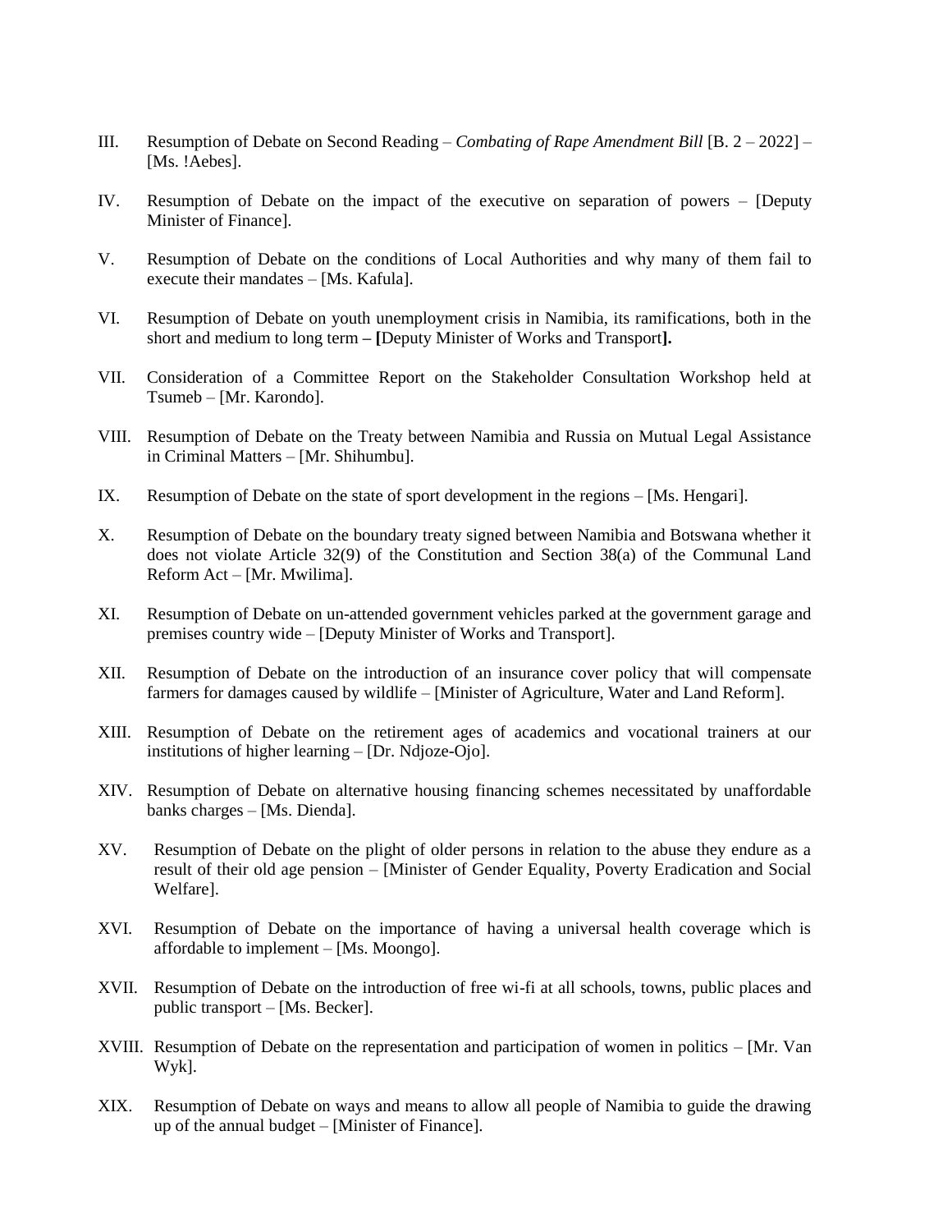III. Resumption of Debate on Second Reading – *Combating of Rape Amendment Bill* [B. 2 – 2022] – [Ms. !Aebes].

IV. Resumption of Debate on the impact of the executive on separation of powers – [Deputy Minister of Finance].

V. Resumption of Debate on the conditions of Local Authorities and why many of them fail to execute their mandates – [Ms. Kafula].

VI. Resumption of Debate on youth unemployment crisis in Namibia, its ramifications, both in the short and medium to long term **– [**Deputy Minister of Works and Transport**].**

VII. Consideration of a Committee Report on the Stakeholder Consultation Workshop held at Tsumeb – [Mr. Karondo].

VIII. Resumption of Debate on the Treaty between Namibia and Russia on Mutual Legal Assistance in Criminal Matters – [Mr. Shihumbu].

IX. Resumption of Debate on the state of sport development in the regions – [Ms. Hengari].

X. Resumption of Debate on the boundary treaty signed between Namibia and Botswana whether it does not violate Article 32(9) of the Constitution and Section 38(a) of the Communal Land Reform Act – [Mr. Mwilima].

XI. Resumption of Debate on un-attended government vehicles parked at the government garage and premises country wide – [Deputy Minister of Works and Transport].

XII. Resumption of Debate on the introduction of an insurance cover policy that will compensate farmers for damages caused by wildlife – [Minister of Agriculture, Water and Land Reform].

XIII. Resumption of Debate on the retirement ages of academics and vocational trainers at our institutions of higher learning – [Dr. Ndjoze-Ojo].

XIV. Resumption of Debate on alternative housing financing schemes necessitated by unaffordable banks charges – [Ms. Dienda].

XV. Resumption of Debate on the plight of older persons in relation to the abuse they endure as a result of their old age pension – [Minister of Gender Equality, Poverty Eradication and Social Welfare].

XVI. Resumption of Debate on the importance of having a universal health coverage which is affordable to implement – [Ms. Moongo].

XVII. Resumption of Debate on the introduction of free wi-fi at all schools, towns, public places and public transport – [Ms. Becker].

XVIII. Resumption of Debate on the representation and participation of women in politics – [Mr. Van Wyk].

XIX. Resumption of Debate on ways and means to allow all people of Namibia to guide the drawing up of the annual budget – [Minister of Finance].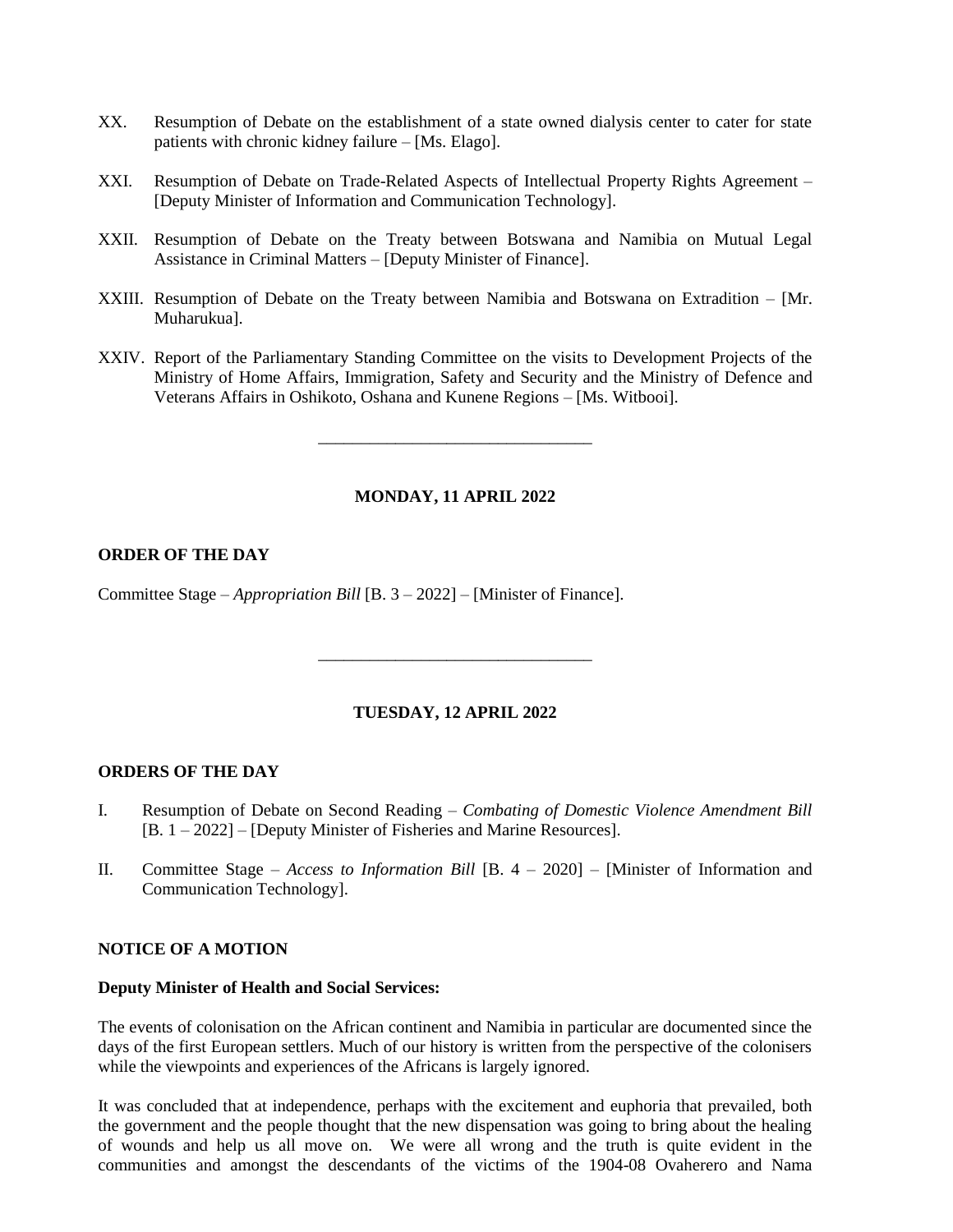XX. Resumption of Debate on the establishment of a state owned dialysis center to cater for state patients with chronic kidney failure – [Ms. Elago].

XXI. Resumption of Debate on Trade-Related Aspects of Intellectual Property Rights Agreement – [Deputy Minister of Information and Communication Technology].

XXII. Resumption of Debate on the Treaty between Botswana and Namibia on Mutual Legal Assistance in Criminal Matters – [Deputy Minister of Finance].

XXIII. Resumption of Debate on the Treaty between Namibia and Botswana on Extradition – [Mr. Muharukua].

XXIV. Report of the Parliamentary Standing Committee on the visits to Development Projects of the Ministry of Home Affairs, Immigration, Safety and Security and the Ministry of Defence and Veterans Affairs in Oshikoto, Oshana and Kunene Regions – [Ms. Witbooi].

---

**MONDAY, 11 APRIL 2022**

**ORDER OF THE DAY**

Committee Stage – *Appropriation Bill* [B. 3 – 2022] – [Minister of Finance].

---

**TUESDAY, 12 APRIL 2022**

**ORDERS OF THE DAY**

I. Resumption of Debate on Second Reading – *Combating of Domestic Violence Amendment Bill* [B. 1 – 2022] – [Deputy Minister of Fisheries and Marine Resources].

II. Committee Stage – *Access to Information Bill* [B. 4 – 2020] – [Minister of Information and Communication Technology].

**NOTICE OF A MOTION**

**Deputy Minister of Health and Social Services:**

The events of colonisation on the African continent and Namibia in particular are documented since the days of the first European settlers. Much of our history is written from the perspective of the colonisers while the viewpoints and experiences of the Africans is largely ignored.

It was concluded that at independence, perhaps with the excitement and euphoria that prevailed, both the government and the people thought that the new dispensation was going to bring about the healing of wounds and help us all move on. We were all wrong and the truth is quite evident in the communities and amongst the descendants of the victims of the 1904-08 Ovaherero and Nama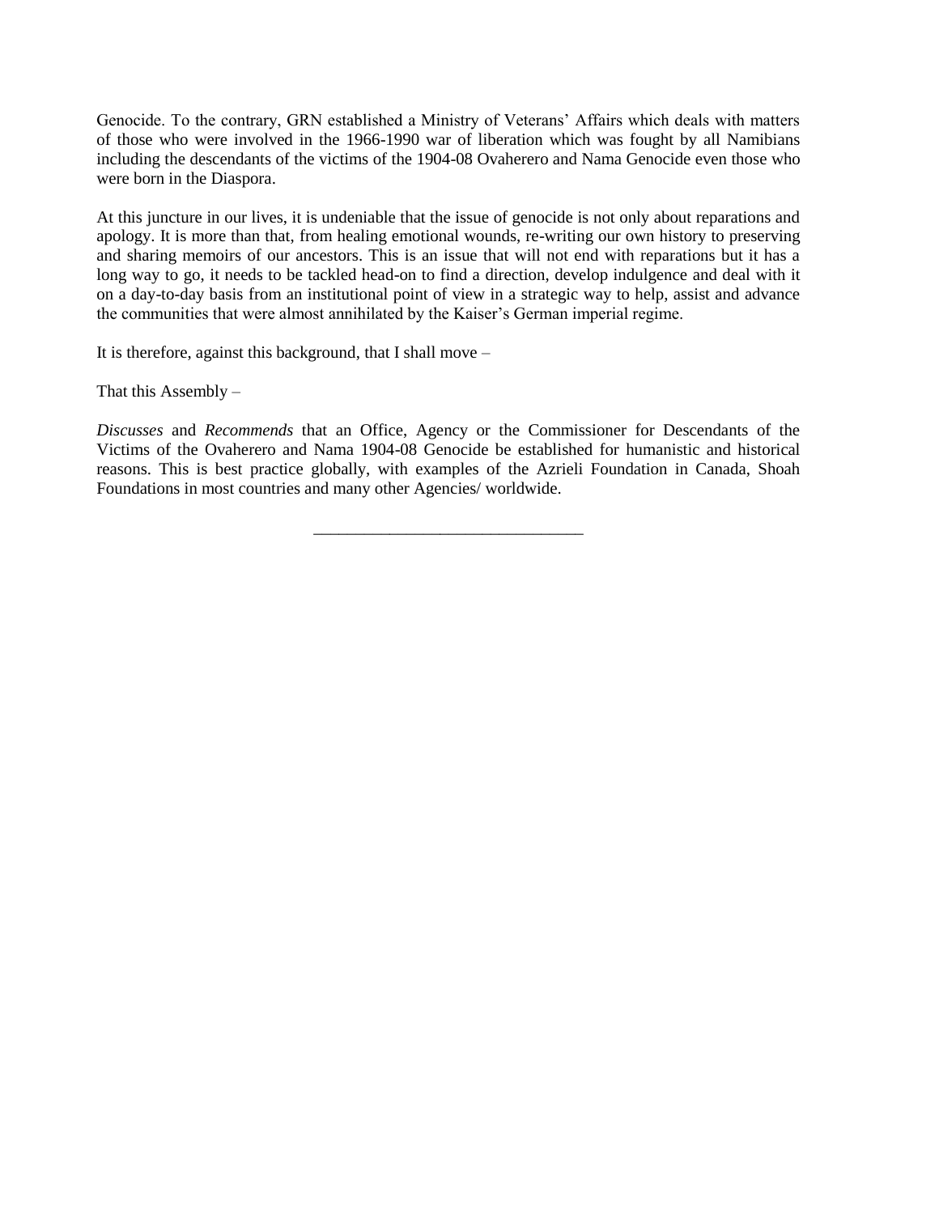Genocide. To the contrary, GRN established a Ministry of Veterans' Affairs which deals with matters of those who were involved in the 1966-1990 war of liberation which was fought by all Namibians including the descendants of the victims of the 1904-08 Ovaherero and Nama Genocide even those who were born in the Diaspora.

At this juncture in our lives, it is undeniable that the issue of genocide is not only about reparations and apology. It is more than that, from healing emotional wounds, re-writing our own history to preserving and sharing memoirs of our ancestors. This is an issue that will not end with reparations but it has a long way to go, it needs to be tackled head-on to find a direction, develop indulgence and deal with it on a day-to-day basis from an institutional point of view in a strategic way to help, assist and advance the communities that were almost annihilated by the Kaiser's German imperial regime.

It is therefore, against this background, that I shall move –

That this Assembly –

*Discusses* and *Recommends* that an Office, Agency or the Commissioner for Descendants of the Victims of the Ovaherero and Nama 1904-08 Genocide be established for humanistic and historical reasons. This is best practice globally, with examples of the Azrieli Foundation in Canada, Shoah Foundations in most countries and many other Agencies/ worldwide.

\_\_\_\_\_\_\_\_\_\_\_\_\_\_\_\_\_\_\_\_\_\_\_\_\_\_\_\_\_\_\_\_